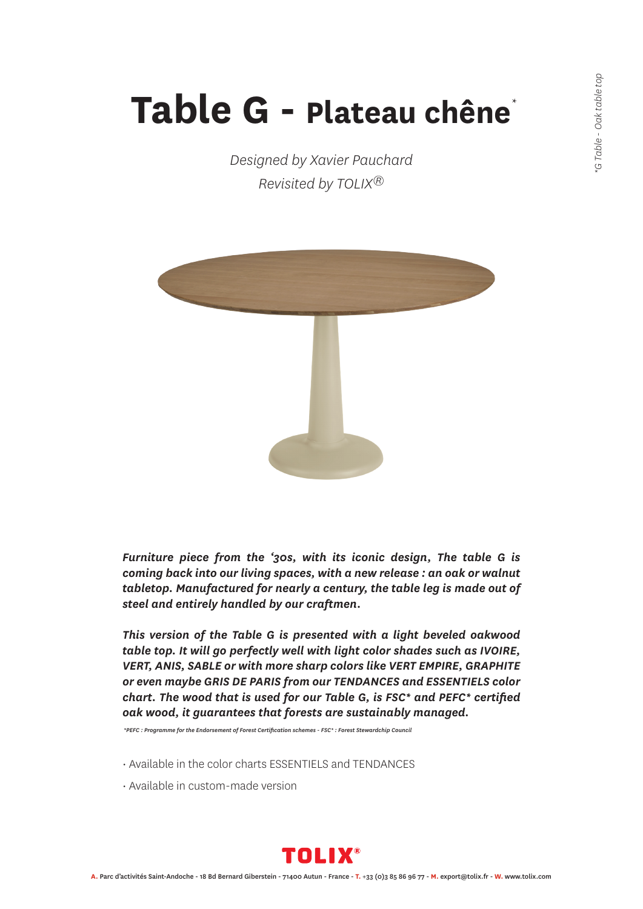# Table G - Plateau chêne*

*Designed by Xavier Pauchard*
*Revisited by TOLIX®*

*G Table - Oak table top

***Furniture piece from the '30s, with its iconic design, The table G is coming back into our living spaces, with a new release : an oak or walnut tabletop. Manufactured for nearly a century, the table leg is made out of steel and entirely handled by our craftmen.***

***This version of the Table G is presented with a light beveled oakwood table top. It will go perfectly well with light color shades such as IVOIRE, VERT, ANIS, SABLE or with more sharp colors like VERT EMPIRE, GRAPHITE or even maybe GRIS DE PARIS from our TENDANCES and ESSENTIELS color chart. The wood that is used for our Table G, is FSC* and PEFC* certified oak wood, it guarantees that forests are sustainably managed.***

*\*PEFC : Programme for the Endorsement of Forest Certification schemes - FSC\* : Forest Stewardchip Council*

- Available in the color charts ESSENTIELS and TENDANCES
- Available in custom-made version

**TOLIX®**

**A.** Parc d'activités Saint-Andoche - 18 Bd Bernard Giberstein - 71400 Autun - France - **T.** +33 (0)3 85 86 96 77 - **M.** export@tolix.fr - **W.** www.tolix.com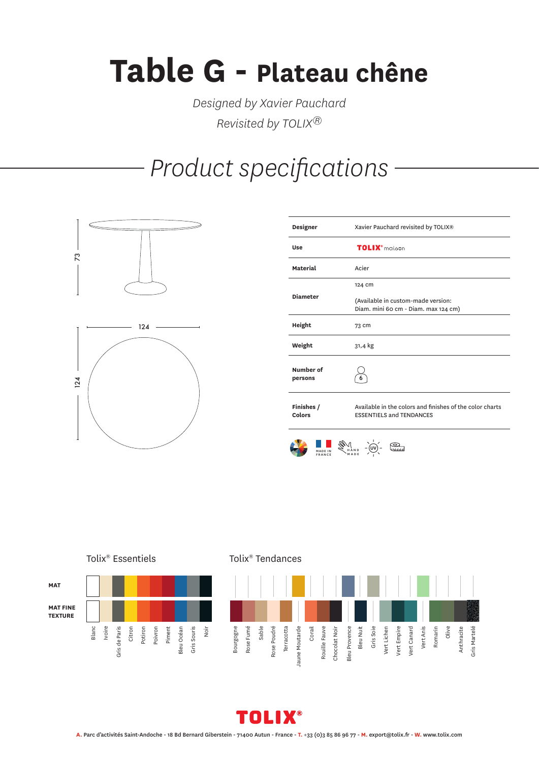# Table G - Plateau chêne

*Designed by Xavier Pauchard*

*Revisited by TOLIX®*

## *Product specifications*

73

124

124

| | |
|---|---|
| **Designer** | Xavier Pauchard revisited by TOLIX® |
| **Use** | TOLIX® maison |
| **Material** | Acier |
| **Diameter** | 124 cm<br><br>(Available in custom-made version:<br>Diam. mini 60 cm - Diam. max 124 cm) |
| **Height** | 73 cm |
| **Weight** | 31,4 kg |
| **Number of persons** | 6 |
| **Finishes / Colors** | Available in the colors and finishes of the color charts ESSENTIELS and TENDANCES |

MADE IN FRANCE · HAND MADE · UV

Tolix® Essentiels

MAT

MAT FINE TEXTURE

Blanc, Ivoire, Gris de Paris, Citron, Potiron, Poivron, Piment, Bleu Océan, Gris Souris, Noir

Tolix® Tendances

Bourgogne, Rose Fumé, Sable, Rose Poudré, Terracotta, Jaune Moutarde, Corail, Rouille Fauve, Chocolat Noir, Bleu Provence, Bleu Nuit, Gris Soie, Vert Lichen, Vert Empire, Vert Canard, Vert Anis, Romarin, Olive, Anthracite, Gris Martelé

TOLIX®

**A.** Parc d'activités Saint-Andoche - 18 Bd Bernard Giberstein - 71400 Autun - France - **T.** +33 (0)3 85 86 96 77 - **M.** export@tolix.fr - **W.** www.tolix.com